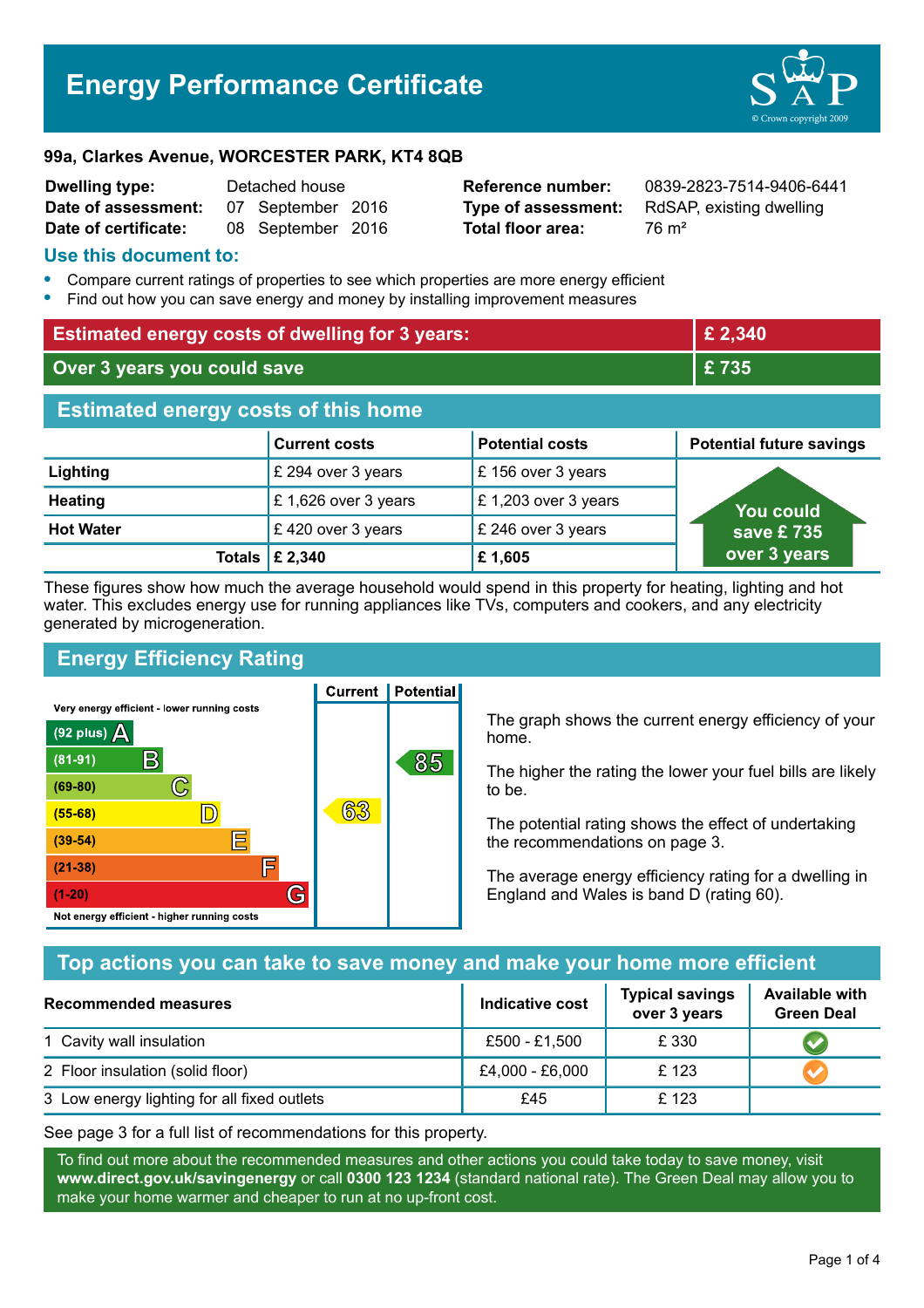# Energy Performance Certificate

**99a, Clarkes Avenue, WORCESTER PARK, KT4 8QB**

| | | | |
|---|---|---|---|
| **Dwelling type:** | Detached house | **Reference number:** | 0839-2823-7514-9406-6441 |
| **Date of assessment:** | 07 September 2016 | **Type of assessment:** | RdSAP, existing dwelling |
| **Date of certificate:** | 08 September 2016 | **Total floor area:** | 76 m² |

## Use this document to:

- Compare current ratings of properties to see which properties are more energy efficient
- Find out how you can save energy and money by installing improvement measures

| | |
|---|---|
| **Estimated energy costs of dwelling for 3 years:** | **£ 2,340** |
| **Over 3 years you could save** | **£ 735** |

## Estimated energy costs of this home

| | Current costs | Potential costs | Potential future savings |
|---|---|---|---|
| **Lighting** | £ 294 over 3 years | £ 156 over 3 years | You could save £ 735 over 3 years |
| **Heating** | £ 1,626 over 3 years | £ 1,203 over 3 years | |
| **Hot Water** | £ 420 over 3 years | £ 246 over 3 years | |
| **Totals** | **£ 2,340** | **£ 1,605** | |

These figures show how much the average household would spend in this property for heating, lighting and hot water. This excludes energy use for running appliances like TVs, computers and cookers, and any electricity generated by microgeneration.

## Energy Efficiency Rating

| Rating band | Current | Potential |
|---|---|---|
| Very energy efficient - lower running costs | | |
| (92 plus) A | | |
| (81-91) B | | 85 |
| (69-80) C | | |
| (55-68) D | 63 | |
| (39-54) E | | |
| (21-38) F | | |
| (1-20) G | | |
| Not energy efficient - higher running costs | | |

The graph shows the current energy efficiency of your home.

The higher the rating the lower your fuel bills are likely to be.

The potential rating shows the effect of undertaking the recommendations on page 3.

The average energy efficiency rating for a dwelling in England and Wales is band D (rating 60).

## Top actions you can take to save money and make your home more efficient

| Recommended measures | Indicative cost | Typical savings over 3 years | Available with Green Deal |
|---|---|---|---|
| 1 Cavity wall insulation | £500 - £1,500 | £ 330 | ✔ |
| 2 Floor insulation (solid floor) | £4,000 - £6,000 | £ 123 | ✔ |
| 3 Low energy lighting for all fixed outlets | £45 | £ 123 | |

See page 3 for a full list of recommendations for this property.

To find out more about the recommended measures and other actions you could take today to save money, visit **www.direct.gov.uk/savingenergy** or call **0300 123 1234** (standard national rate). The Green Deal may allow you to make your home warmer and cheaper to run at no up-front cost.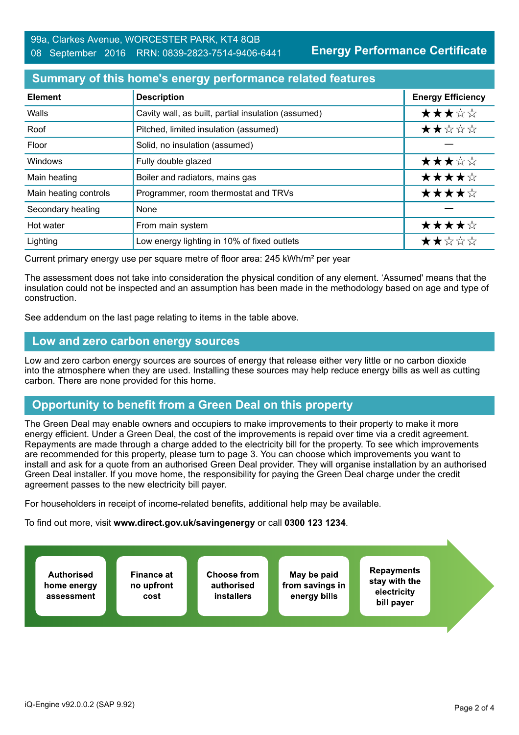99a, Clarkes Avenue, WORCESTER PARK, KT4 8QB
08 September 2016 RRN: 0839-2823-7514-9406-6441

**Energy Performance Certificate**

## Summary of this home's energy performance related features

| Element | Description | Energy Efficiency |
|---|---|---|
| Walls | Cavity wall, as built, partial insulation (assumed) | ★★★☆☆ |
| Roof | Pitched, limited insulation (assumed) | ★★☆☆☆ |
| Floor | Solid, no insulation (assumed) | — |
| Windows | Fully double glazed | ★★★☆☆ |
| Main heating | Boiler and radiators, mains gas | ★★★★☆ |
| Main heating controls | Programmer, room thermostat and TRVs | ★★★★☆ |
| Secondary heating | None | — |
| Hot water | From main system | ★★★★☆ |
| Lighting | Low energy lighting in 10% of fixed outlets | ★★☆☆☆ |

Current primary energy use per square metre of floor area: 245 kWh/m² per year

The assessment does not take into consideration the physical condition of any element. 'Assumed' means that the insulation could not be inspected and an assumption has been made in the methodology based on age and type of construction.

See addendum on the last page relating to items in the table above.

## Low and zero carbon energy sources

Low and zero carbon energy sources are sources of energy that release either very little or no carbon dioxide into the atmosphere when they are used. Installing these sources may help reduce energy bills as well as cutting carbon. There are none provided for this home.

## Opportunity to benefit from a Green Deal on this property

The Green Deal may enable owners and occupiers to make improvements to their property to make it more energy efficient. Under a Green Deal, the cost of the improvements is repaid over time via a credit agreement. Repayments are made through a charge added to the electricity bill for the property. To see which improvements are recommended for this property, please turn to page 3. You can choose which improvements you want to install and ask for a quote from an authorised Green Deal provider. They will organise installation by an authorised Green Deal installer. If you move home, the responsibility for paying the Green Deal charge under the credit agreement passes to the new electricity bill payer.

For householders in receipt of income-related benefits, additional help may be available.

To find out more, visit **www.direct.gov.uk/savingenergy** or call **0300 123 1234**.

- **Authorised home energy assessment**
- **Finance at no upfront cost**
- **Choose from authorised installers**
- **May be paid from savings in energy bills**
- **Repayments stay with the electricity bill payer**

iQ-Engine v92.0.0.2 (SAP 9.92)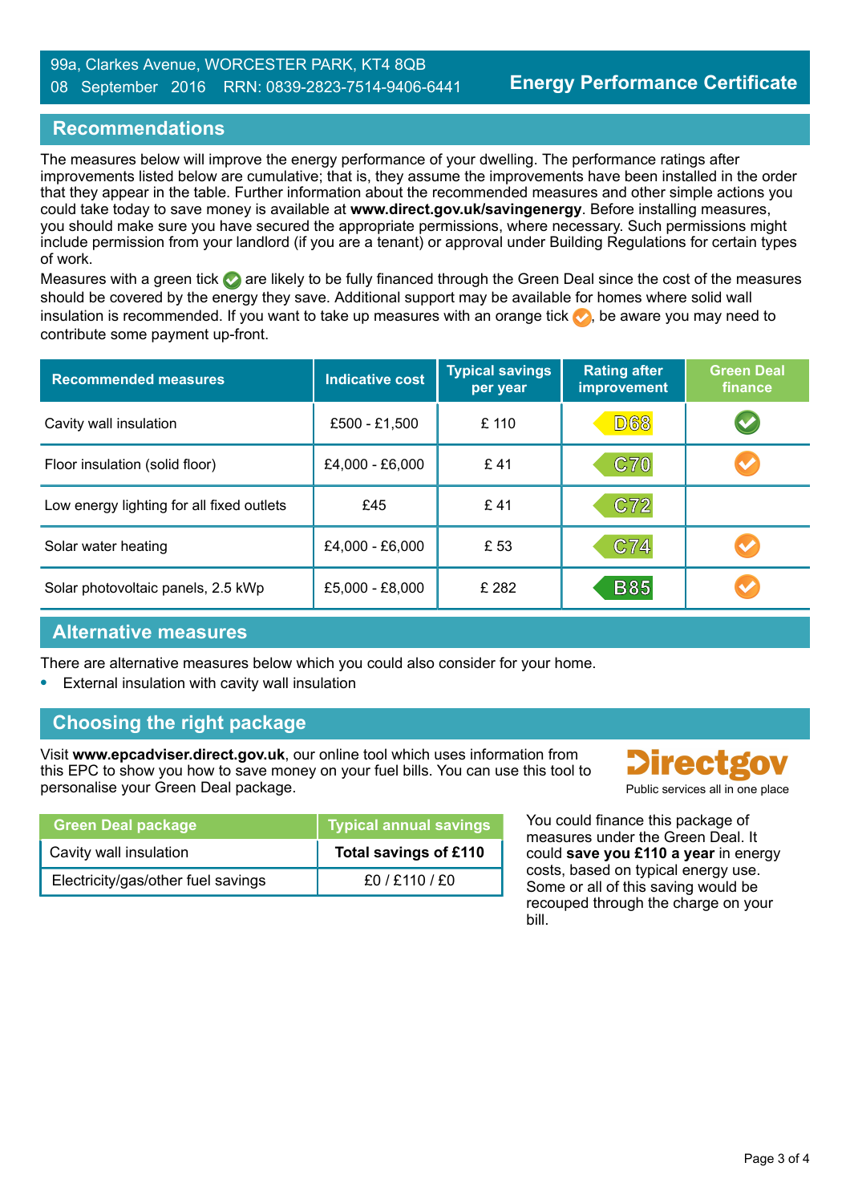99a, Clarkes Avenue, WORCESTER PARK, KT4 8QB
08 September 2016 RRN: 0839-2823-7514-9406-6441

**Energy Performance Certificate**

## Recommendations

The measures below will improve the energy performance of your dwelling. The performance ratings after improvements listed below are cumulative; that is, they assume the improvements have been installed in the order that they appear in the table. Further information about the recommended measures and other simple actions you could take today to save money is available at **www.direct.gov.uk/savingenergy**. Before installing measures, you should make sure you have secured the appropriate permissions, where necessary. Such permissions might include permission from your landlord (if you are a tenant) or approval under Building Regulations for certain types of work.

Measures with a green tick ✅ are likely to be fully financed through the Green Deal since the cost of the measures should be covered by the energy they save. Additional support may be available for homes where solid wall insulation is recommended. If you want to take up measures with an orange tick ✅, be aware you may need to contribute some payment up-front.

| Recommended measures | Indicative cost | Typical savings per year | Rating after improvement | Green Deal finance |
|---|---|---|---|---|
| Cavity wall insulation | £500 - £1,500 | £ 110 | D68 | ✅ (green) |
| Floor insulation (solid floor) | £4,000 - £6,000 | £ 41 | C70 | ✅ (orange) |
| Low energy lighting for all fixed outlets | £45 | £ 41 | C72 | |
| Solar water heating | £4,000 - £6,000 | £ 53 | C74 | ✅ (orange) |
| Solar photovoltaic panels, 2.5 kWp | £5,000 - £8,000 | £ 282 | B85 | ✅ (orange) |

## Alternative measures

There are alternative measures below which you could also consider for your home.

- External insulation with cavity wall insulation

## Choosing the right package

Visit **www.epcadviser.direct.gov.uk**, our online tool which uses information from this EPC to show you how to save money on your fuel bills. You can use this tool to personalise your Green Deal package.

Directgov
Public services all in one place

| Green Deal package | Typical annual savings |
|---|---|
| Cavity wall insulation | **Total savings of £110** |
| Electricity/gas/other fuel savings | £0 / £110 / £0 |

You could finance this package of measures under the Green Deal. It could **save you £110 a year** in energy costs, based on typical energy use. Some or all of this saving would be recouped through the charge on your bill.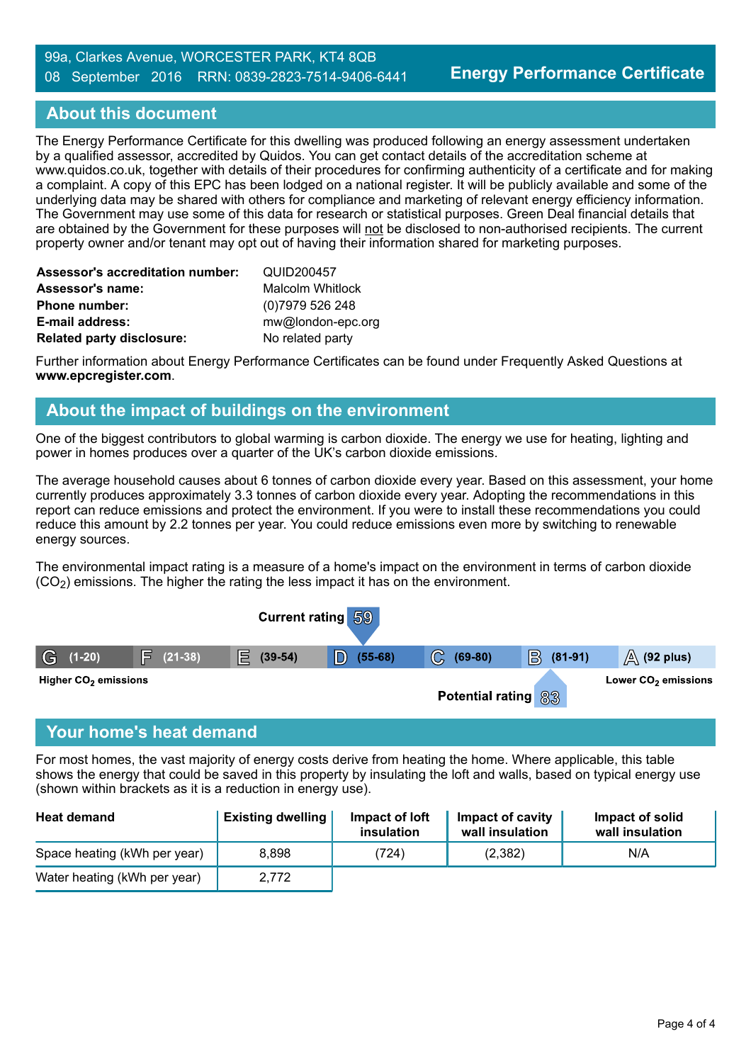99a, Clarkes Avenue, WORCESTER PARK, KT4 8QB
08 September 2016 RRN: 0839-2823-7514-9406-6441

**Energy Performance Certificate**

## About this document

The Energy Performance Certificate for this dwelling was produced following an energy assessment undertaken by a qualified assessor, accredited by Quidos. You can get contact details of the accreditation scheme at www.quidos.co.uk, together with details of their procedures for confirming authenticity of a certificate and for making a complaint. A copy of this EPC has been lodged on a national register. It will be publicly available and some of the underlying data may be shared with others for compliance and marketing of relevant energy efficiency information. The Government may use some of this data for research or statistical purposes. Green Deal financial details that are obtained by the Government for these purposes will not be disclosed to non-authorised recipients. The current property owner and/or tenant may opt out of having their information shared for marketing purposes.

| | |
|---|---|
| **Assessor's accreditation number:** | QUID200457 |
| **Assessor's name:** | Malcolm Whitlock |
| **Phone number:** | (0)7979 526 248 |
| **E-mail address:** | mw@london-epc.org |
| **Related party disclosure:** | No related party |

Further information about Energy Performance Certificates can be found under Frequently Asked Questions at **www.epcregister.com**.

## About the impact of buildings on the environment

One of the biggest contributors to global warming is carbon dioxide. The energy we use for heating, lighting and power in homes produces over a quarter of the UK's carbon dioxide emissions.

The average household causes about 6 tonnes of carbon dioxide every year. Based on this assessment, your home currently produces approximately 3.3 tonnes of carbon dioxide every year. Adopting the recommendations in this report can reduce emissions and protect the environment. If you were to install these recommendations you could reduce this amount by 2.2 tonnes per year. You could reduce emissions even more by switching to renewable energy sources.

The environmental impact rating is a measure of a home's impact on the environment in terms of carbon dioxide ($CO_2$) emissions. The higher the rating the less impact it has on the environment.

Current rating 59

G (1-20) F (21-38) E (39-54) D (55-68) C (69-80) B (81-91) A (92 plus)

Higher $CO_2$ emissions

Lower $CO_2$ emissions

Potential rating 83

## Your home's heat demand

For most homes, the vast majority of energy costs derive from heating the home. Where applicable, this table shows the energy that could be saved in this property by insulating the loft and walls, based on typical energy use (shown within brackets as it is a reduction in energy use).

| Heat demand | Existing dwelling | Impact of loft insulation | Impact of cavity wall insulation | Impact of solid wall insulation |
|---|---|---|---|---|
| Space heating (kWh per year) | 8,898 | (724) | (2,382) | N/A |
| Water heating (kWh per year) | 2,772 | | | |